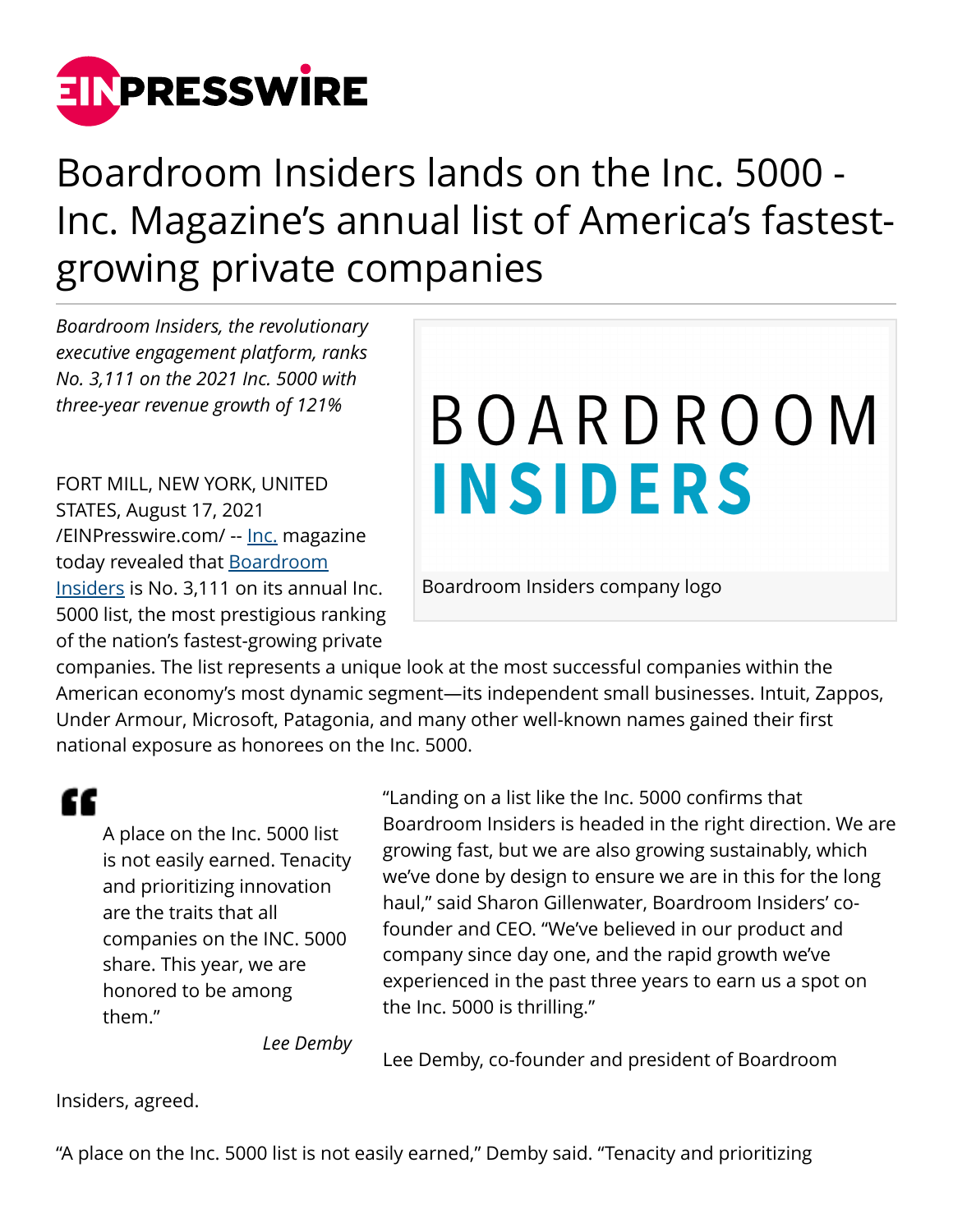# Boardroom Insiders lands on the Inc. 5000 - Inc. Magazine's annual list of America's fastest-growing private companies

*Boardroom Insiders, the revolutionary executive engagement platform, ranks No. 3,111 on the 2021 Inc. 5000 with three-year revenue growth of 121%*

Boardroom Insiders company logo

FORT MILL, NEW YORK, UNITED STATES, August 17, 2021 /EINPresswire.com/ -- Inc. magazine today revealed that Boardroom Insiders is No. 3,111 on its annual Inc. 5000 list, the most prestigious ranking of the nation's fastest-growing private companies. The list represents a unique look at the most successful companies within the American economy's most dynamic segment—its independent small businesses. Intuit, Zappos, Under Armour, Microsoft, Patagonia, and many other well-known names gained their first national exposure as honorees on the Inc. 5000.

> A place on the Inc. 5000 list is not easily earned. Tenacity and prioritizing innovation are the traits that all companies on the INC. 5000 share. This year, we are honored to be among them."
>
> *Lee Demby*

"Landing on a list like the Inc. 5000 confirms that Boardroom Insiders is headed in the right direction. We are growing fast, but we are also growing sustainably, which we've done by design to ensure we are in this for the long haul," said Sharon Gillenwater, Boardroom Insiders' co-founder and CEO. "We've believed in our product and company since day one, and the rapid growth we've experienced in the past three years to earn us a spot on the Inc. 5000 is thrilling."

Lee Demby, co-founder and president of Boardroom Insiders, agreed.

"A place on the Inc. 5000 list is not easily earned," Demby said. "Tenacity and prioritizing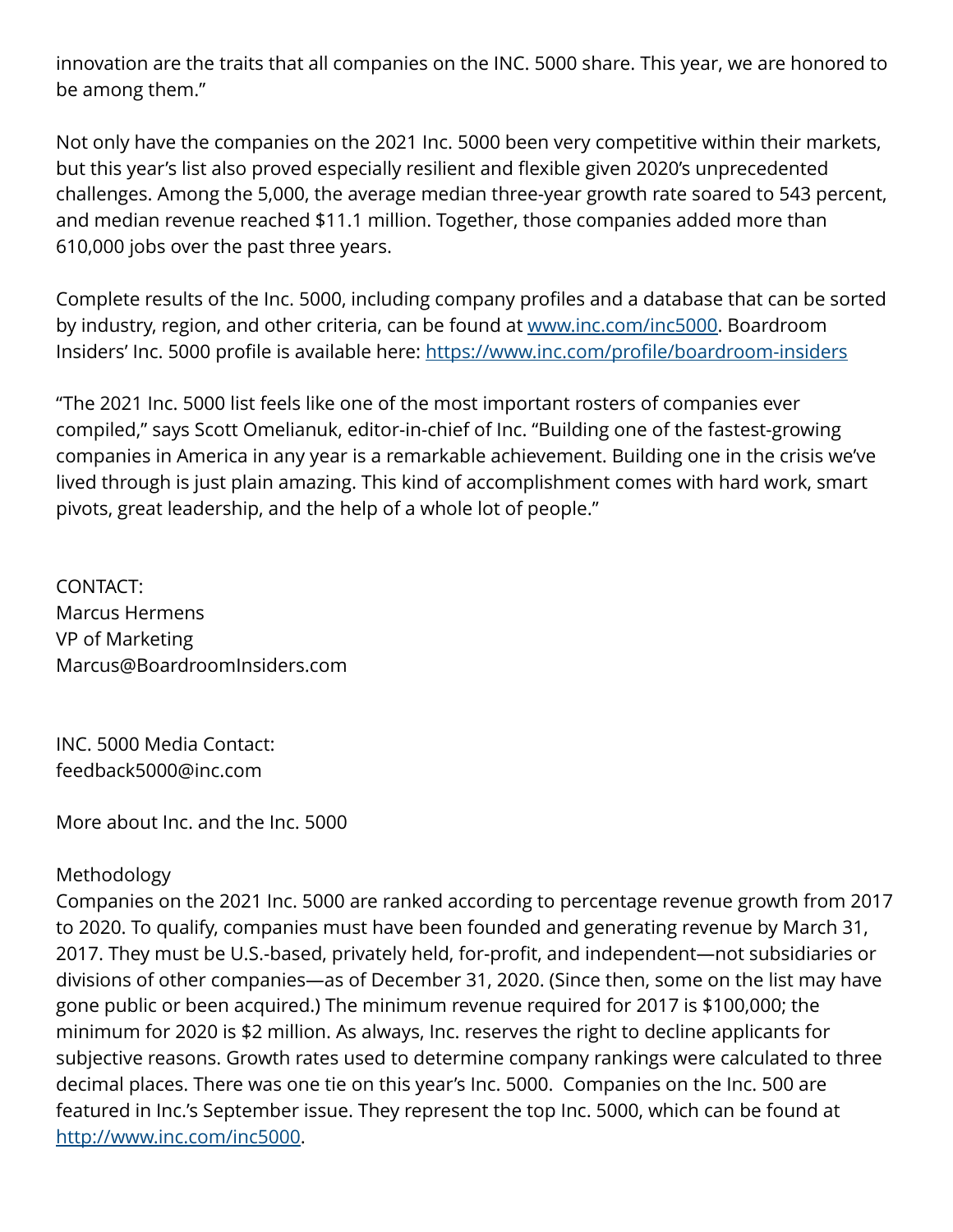innovation are the traits that all companies on the INC. 5000 share. This year, we are honored to be among them."

Not only have the companies on the 2021 Inc. 5000 been very competitive within their markets, but this year's list also proved especially resilient and flexible given 2020's unprecedented challenges. Among the 5,000, the average median three-year growth rate soared to 543 percent, and median revenue reached $11.1 million. Together, those companies added more than 610,000 jobs over the past three years.

Complete results of the Inc. 5000, including company profiles and a database that can be sorted by industry, region, and other criteria, can be found at [www.inc.com/inc5000](www.inc.com/inc5000). Boardroom Insiders' Inc. 5000 profile is available here: [https://www.inc.com/profile/boardroom-insiders](https://www.inc.com/profile/boardroom-insiders)

"The 2021 Inc. 5000 list feels like one of the most important rosters of companies ever compiled," says Scott Omelianuk, editor-in-chief of Inc. "Building one of the fastest-growing companies in America in any year is a remarkable achievement. Building one in the crisis we've lived through is just plain amazing. This kind of accomplishment comes with hard work, smart pivots, great leadership, and the help of a whole lot of people."

CONTACT:
Marcus Hermens
VP of Marketing
Marcus@BoardroomInsiders.com

INC. 5000 Media Contact:
feedback5000@inc.com

More about Inc. and the Inc. 5000

Methodology
Companies on the 2021 Inc. 5000 are ranked according to percentage revenue growth from 2017 to 2020. To qualify, companies must have been founded and generating revenue by March 31, 2017. They must be U.S.-based, privately held, for-profit, and independent—not subsidiaries or divisions of other companies—as of December 31, 2020. (Since then, some on the list may have gone public or been acquired.) The minimum revenue required for 2017 is $100,000; the minimum for 2020 is $2 million. As always, Inc. reserves the right to decline applicants for subjective reasons. Growth rates used to determine company rankings were calculated to three decimal places. There was one tie on this year's Inc. 5000. Companies on the Inc. 500 are featured in Inc.'s September issue. They represent the top Inc. 5000, which can be found at [http://www.inc.com/inc5000](http://www.inc.com/inc5000).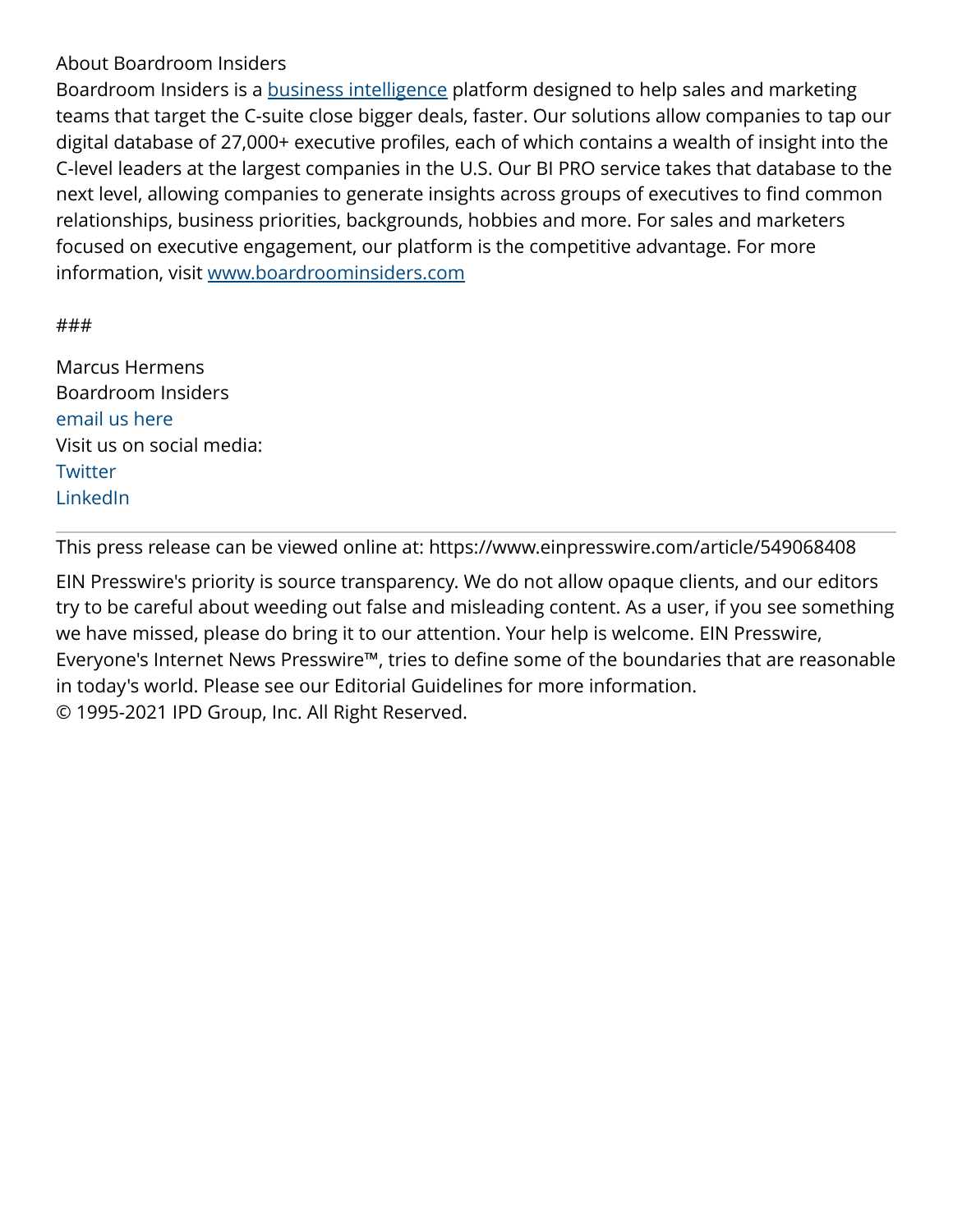About Boardroom Insiders

Boardroom Insiders is a [business intelligence](#) platform designed to help sales and marketing teams that target the C-suite close bigger deals, faster. Our solutions allow companies to tap our digital database of 27,000+ executive profiles, each of which contains a wealth of insight into the C-level leaders at the largest companies in the U.S. Our BI PRO service takes that database to the next level, allowing companies to generate insights across groups of executives to find common relationships, business priorities, backgrounds, hobbies and more. For sales and marketers focused on executive engagement, our platform is the competitive advantage. For more information, visit www.boardroominsiders.com

###

Marcus Hermens
Boardroom Insiders
email us here
Visit us on social media:
Twitter
LinkedIn

---

This press release can be viewed online at: https://www.einpresswire.com/article/549068408

EIN Presswire's priority is source transparency. We do not allow opaque clients, and our editors try to be careful about weeding out false and misleading content. As a user, if you see something we have missed, please do bring it to our attention. Your help is welcome. EIN Presswire, Everyone's Internet News Presswire™, tries to define some of the boundaries that are reasonable in today's world. Please see our Editorial Guidelines for more information.
© 1995-2021 IPD Group, Inc. All Right Reserved.